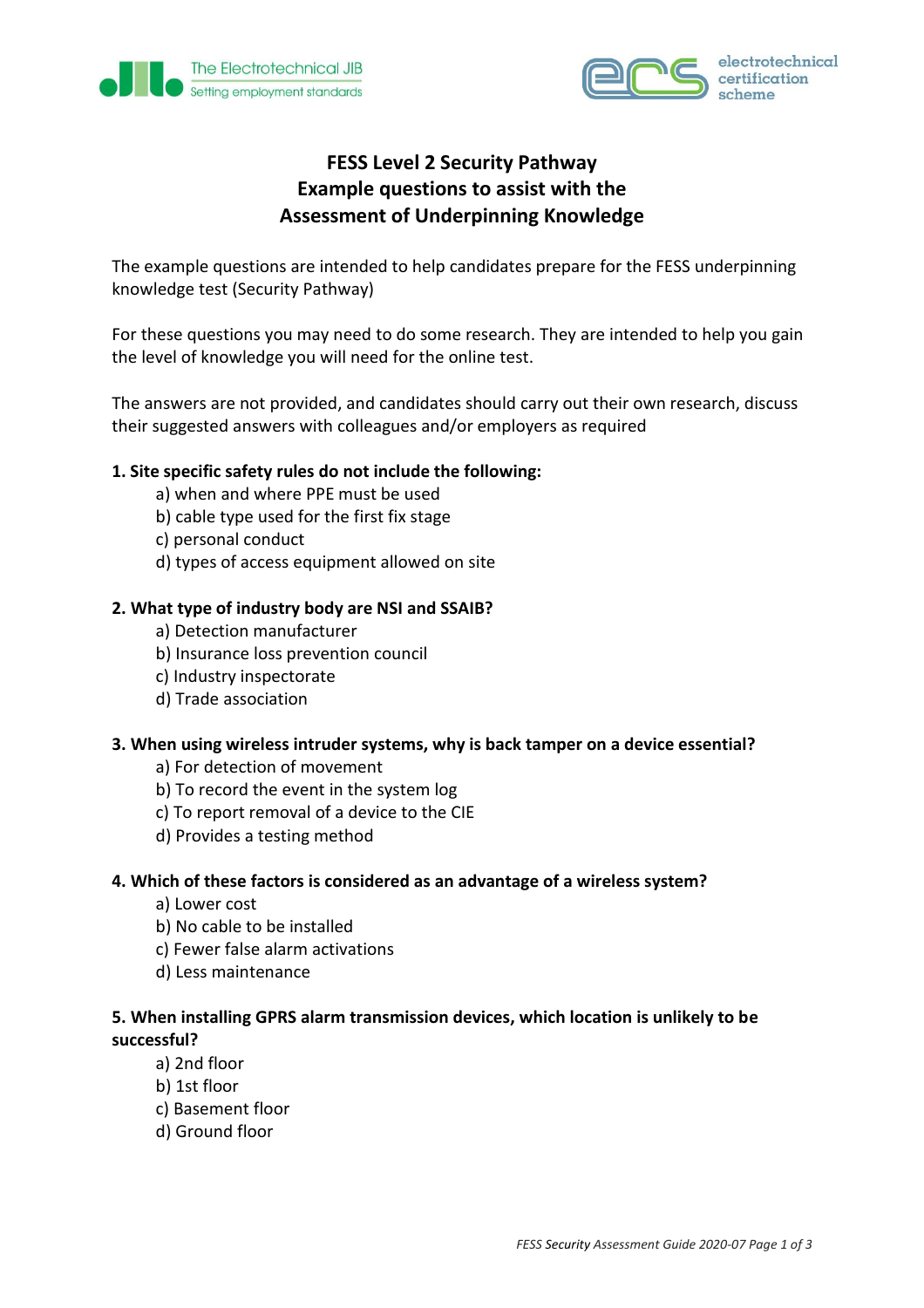# FESS Level 2 Security Pathway
# Example questions to assist with the Assessment of Underpinning Knowledge

The example questions are intended to help candidates prepare for the FESS underpinning knowledge test (Security Pathway)

For these questions you may need to do some research. They are intended to help you gain the level of knowledge you will need for the online test.

The answers are not provided, and candidates should carry out their own research, discuss their suggested answers with colleagues and/or employers as required

**1. Site specific safety rules do not include the following:**

a) when and where PPE must be used
b) cable type used for the first fix stage
c) personal conduct
d) types of access equipment allowed on site

**2. What type of industry body are NSI and SSAIB?**

a) Detection manufacturer
b) Insurance loss prevention council
c) Industry inspectorate
d) Trade association

**3. When using wireless intruder systems, why is back tamper on a device essential?**

a) For detection of movement
b) To record the event in the system log
c) To report removal of a device to the CIE
d) Provides a testing method

**4. Which of these factors is considered as an advantage of a wireless system?**

a) Lower cost
b) No cable to be installed
c) Fewer false alarm activations
d) Less maintenance

**5. When installing GPRS alarm transmission devices, which location is unlikely to be successful?**

a) 2nd floor
b) 1st floor
c) Basement floor
d) Ground floor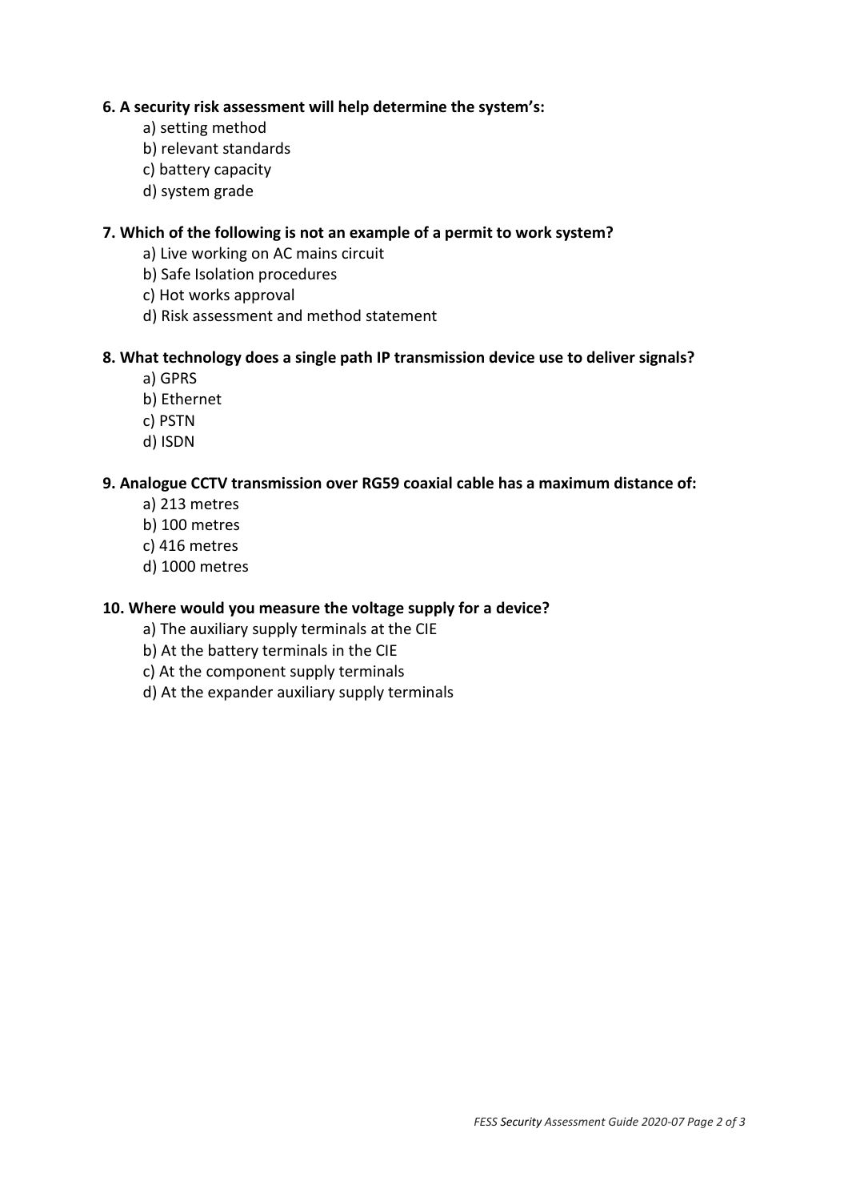**6. A security risk assessment will help determine the system's:**

a) setting method
b) relevant standards
c) battery capacity
d) system grade

**7. Which of the following is not an example of a permit to work system?**

a) Live working on AC mains circuit
b) Safe Isolation procedures
c) Hot works approval
d) Risk assessment and method statement

**8. What technology does a single path IP transmission device use to deliver signals?**

a) GPRS
b) Ethernet
c) PSTN
d) ISDN

**9. Analogue CCTV transmission over RG59 coaxial cable has a maximum distance of:**

a) 213 metres
b) 100 metres
c) 416 metres
d) 1000 metres

**10. Where would you measure the voltage supply for a device?**

a) The auxiliary supply terminals at the CIE
b) At the battery terminals in the CIE
c) At the component supply terminals
d) At the expander auxiliary supply terminals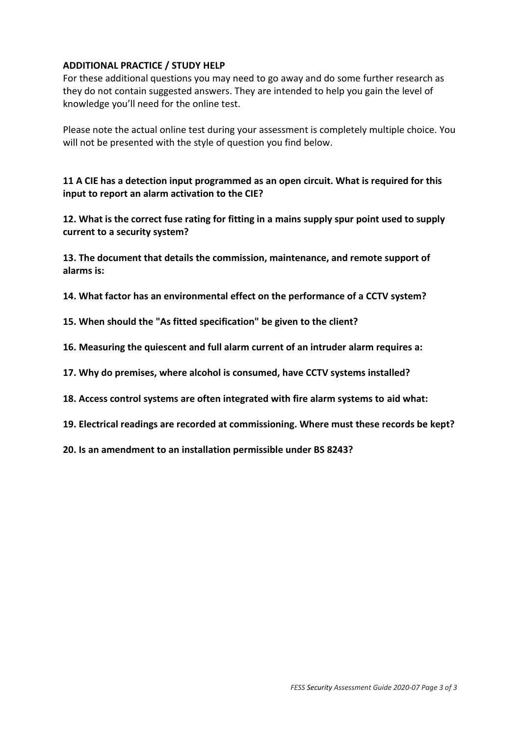**ADDITIONAL PRACTICE / STUDY HELP**

For these additional questions you may need to go away and do some further research as they do not contain suggested answers. They are intended to help you gain the level of knowledge you'll need for the online test.

Please note the actual online test during your assessment is completely multiple choice. You will not be presented with the style of question you find below.

**11 A CIE has a detection input programmed as an open circuit. What is required for this input to report an alarm activation to the CIE?**

**12. What is the correct fuse rating for fitting in a mains supply spur point used to supply current to a security system?**

**13. The document that details the commission, maintenance, and remote support of alarms is:**

**14. What factor has an environmental effect on the performance of a CCTV system?**

**15. When should the "As fitted specification" be given to the client?**

**16. Measuring the quiescent and full alarm current of an intruder alarm requires a:**

**17. Why do premises, where alcohol is consumed, have CCTV systems installed?**

**18. Access control systems are often integrated with fire alarm systems to aid what:**

**19. Electrical readings are recorded at commissioning. Where must these records be kept?**

**20. Is an amendment to an installation permissible under BS 8243?**